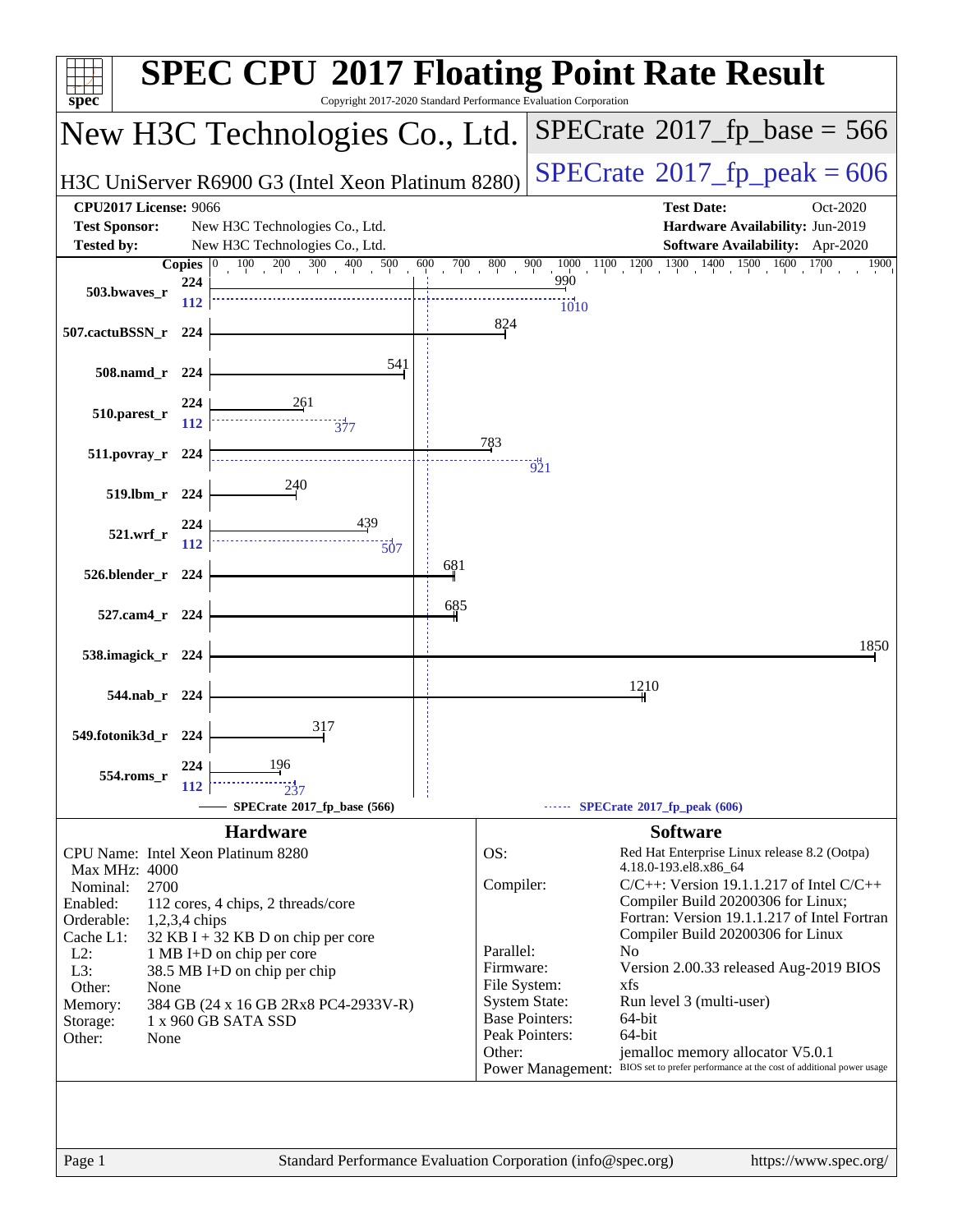# SPEC CPU 2017 Floating Point Rate Result

Copyright 2017-2020 Standard Performance Evaluation Corporation

## New H3C Technologies Co., Ltd.

H3C UniServer R6900 G3 (Intel Xeon Platinum 8280)

**SPECrate 2017_fp_base = 566**

**SPECrate 2017_fp_peak = 606**

| | | | |
|---|---|---|---|
| **CPU2017 License:** | 9066 | **Test Date:** | Oct-2020 |
| **Test Sponsor:** | New H3C Technologies Co., Ltd. | **Hardware Availability:** | Jun-2019 |
| **Tested by:** | New H3C Technologies Co., Ltd. | **Software Availability:** | Apr-2020 |

| Benchmark | Copies | Base | Peak Copies | Peak |
|---|---|---|---|---|
| 503.bwaves_r | 224 | 990 | 112 | 1010 |
| 507.cactuBSSN_r | 224 | 824 | | |
| 508.namd_r | 224 | 541 | | |
| 510.parest_r | 224 | 261 | 112 | 377 |
| 511.povray_r | 224 | 783 | 224 | 921 |
| 519.lbm_r | 224 | 240 | | |
| 521.wrf_r | 224 | 439 | 112 | 507 |
| 526.blender_r | 224 | 681 | | |
| 527.cam4_r | 224 | 685 | | |
| 538.imagick_r | 224 | 1850 | | |
| 544.nab_r | 224 | 1210 | | |
| 549.fotonik3d_r | 224 | 317 | | |
| 554.roms_r | 224 | 196 | 112 | 237 |

SPECrate 2017_fp_base (566) ------ SPECrate 2017_fp_peak (606)

## Hardware

| | |
|---|---|
| CPU Name: | Intel Xeon Platinum 8280 |
| Max MHz: | 4000 |
| Nominal: | 2700 |
| Enabled: | 112 cores, 4 chips, 2 threads/core |
| Orderable: | 1,2,3,4 chips |
| Cache L1: | 32 KB I + 32 KB D on chip per core |
| L2: | 1 MB I+D on chip per core |
| L3: | 38.5 MB I+D on chip per chip |
| Other: | None |
| Memory: | 384 GB (24 x 16 GB 2Rx8 PC4-2933V-R) |
| Storage: | 1 x 960 GB SATA SSD |
| Other: | None |

## Software

| | |
|---|---|
| OS: | Red Hat Enterprise Linux release 8.2 (Ootpa) 4.18.0-193.el8.x86_64 |
| Compiler: | C/C++: Version 19.1.1.217 of Intel C/C++ Compiler Build 20200306 for Linux; Fortran: Version 19.1.1.217 of Intel Fortran Compiler Build 20200306 for Linux |
| Parallel: | No |
| Firmware: | Version 2.00.33 released Aug-2019 BIOS |
| File System: | xfs |
| System State: | Run level 3 (multi-user) |
| Base Pointers: | 64-bit |
| Peak Pointers: | 64-bit |
| Other: | jemalloc memory allocator V5.0.1 |
| Power Management: | BIOS set to prefer performance at the cost of additional power usage |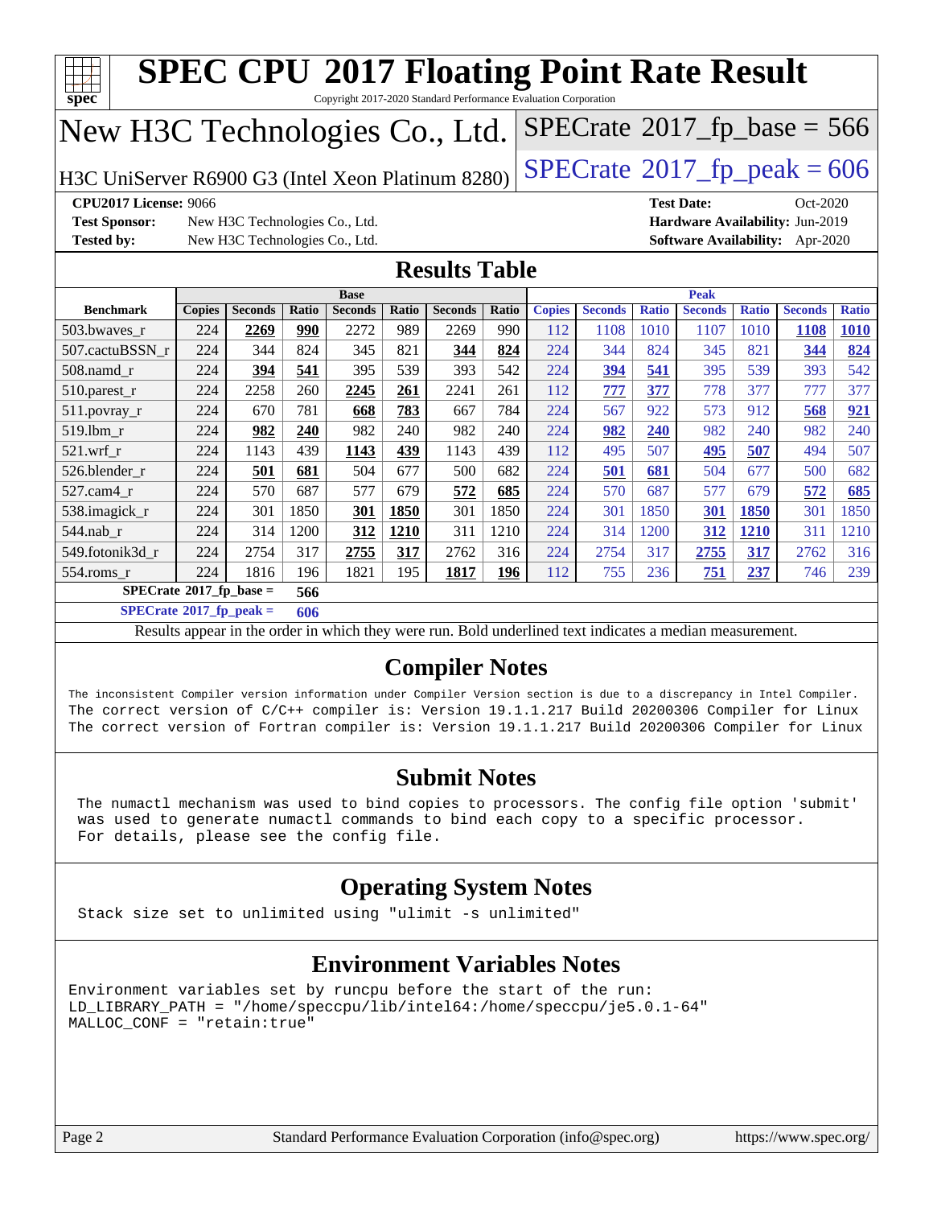# SPEC CPU 2017 Floating Point Rate Result

Copyright 2017-2020 Standard Performance Evaluation Corporation

## New H3C Technologies Co., Ltd.

H3C UniServer R6900 G3 (Intel Xeon Platinum 8280)

SPECrate 2017_fp_base = 566

SPECrate 2017_fp_peak = 606

**CPU2017 License:** 9066
**Test Sponsor:** New H3C Technologies Co., Ltd.
**Tested by:** New H3C Technologies Co., Ltd.
**Test Date:** Oct-2020
**Hardware Availability:** Jun-2019
**Software Availability:** Apr-2020

## Results Table

| Benchmark | Base | | | | | | | Peak | | | | | | |
|---|---|---|---|---|---|---|---|---|---|---|---|---|---|---|
| | Copies | Seconds | Ratio | Seconds | Ratio | Seconds | Ratio | Copies | Seconds | Ratio | Seconds | Ratio | Seconds | Ratio |
| 503.bwaves_r | 224 | **2269** | **990** | 2272 | 989 | 2269 | 990 | 112 | 1108 | 1010 | 1107 | 1010 | **1108** | **1010** |
| 507.cactuBSSN_r | 224 | 344 | 824 | 345 | 821 | **344** | **824** | 224 | 344 | 824 | 345 | 821 | **344** | **824** |
| 508.namd_r | 224 | **394** | **541** | 395 | 539 | 393 | 542 | 224 | **394** | **541** | 395 | 539 | 393 | 542 |
| 510.parest_r | 224 | 2258 | 260 | **2245** | **261** | 2241 | 261 | 112 | **777** | **377** | 778 | 377 | 777 | 377 |
| 511.povray_r | 224 | 670 | 781 | **668** | **783** | 667 | 784 | 224 | 567 | 922 | 573 | 912 | **568** | **921** |
| 519.lbm_r | 224 | **982** | **240** | 982 | 240 | 982 | 240 | 224 | **982** | **240** | 982 | 240 | 982 | 240 |
| 521.wrf_r | 224 | 1143 | 439 | **1143** | **439** | 1143 | 439 | 112 | 495 | 507 | **495** | **507** | 494 | 507 |
| 526.blender_r | 224 | **501** | **681** | 504 | 677 | 500 | 682 | 224 | **501** | **681** | 504 | 677 | 500 | 682 |
| 527.cam4_r | 224 | 570 | 687 | 577 | 679 | **572** | **685** | 224 | 570 | 687 | 577 | 679 | **572** | **685** |
| 538.imagick_r | 224 | 301 | 1850 | **301** | **1850** | 301 | 1850 | 224 | 301 | 1850 | **301** | **1850** | 301 | 1850 |
| 544.nab_r | 224 | 314 | 1200 | **312** | **1210** | 311 | 1210 | 224 | 314 | 1200 | **312** | **1210** | 311 | 1210 |
| 549.fotonik3d_r | 224 | 2754 | 317 | **2755** | **317** | 2762 | 316 | 224 | 2754 | 317 | **2755** | **317** | 2762 | 316 |
| 554.roms_r | 224 | 1816 | 196 | 1821 | 195 | **1817** | **196** | 112 | 755 | 236 | **751** | **237** | 746 | 239 |

**SPECrate 2017_fp_base = 566**

**SPECrate 2017_fp_peak = 606**

Results appear in the order in which they were run. Bold underlined text indicates a median measurement.

## Compiler Notes

```
The inconsistent Compiler version information under Compiler Version section is due to a discrepancy in Intel Compiler.
The correct version of C/C++ compiler is: Version 19.1.1.217 Build 20200306 Compiler for Linux
The correct version of Fortran compiler is: Version 19.1.1.217 Build 20200306 Compiler for Linux
```

## Submit Notes

```
The numactl mechanism was used to bind copies to processors. The config file option 'submit'
was used to generate numactl commands to bind each copy to a specific processor.
For details, please see the config file.
```

## Operating System Notes

```
Stack size set to unlimited using "ulimit -s unlimited"
```

## Environment Variables Notes

```
Environment variables set by runcpu before the start of the run:
LD_LIBRARY_PATH = "/home/speccpu/lib/intel64:/home/speccpu/je5.0.1-64"
MALLOC_CONF = "retain:true"
```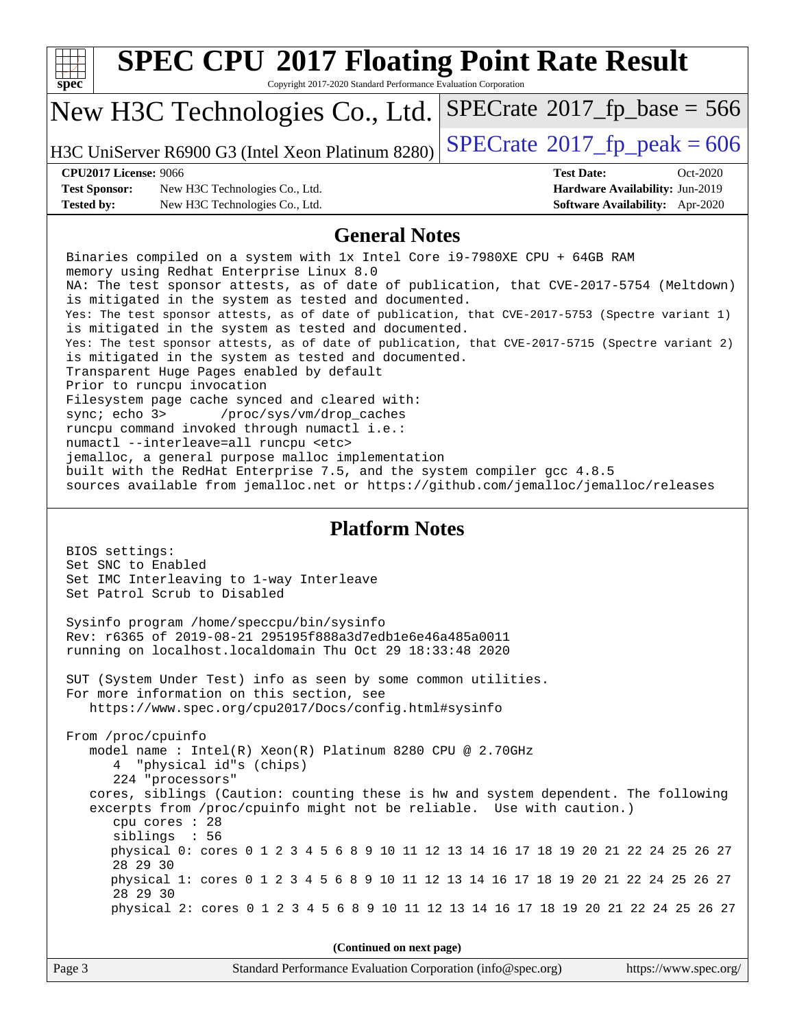# SPEC CPU 2017 Floating Point Rate Result

Copyright 2017-2020 Standard Performance Evaluation Corporation

**New H3C Technologies Co., Ltd.**

H3C UniServer R6900 G3 (Intel Xeon Platinum 8280)

SPECrate 2017_fp_base = 566

SPECrate 2017_fp_peak = 606

| | | | |
|---|---|---|---|
| **CPU2017 License:** 9066 | | **Test Date:** | Oct-2020 |
| **Test Sponsor:** | New H3C Technologies Co., Ltd. | **Hardware Availability:** | Jun-2019 |
| **Tested by:** | New H3C Technologies Co., Ltd. | **Software Availability:** | Apr-2020 |

## General Notes

```
Binaries compiled on a system with 1x Intel Core i9-7980XE CPU + 64GB RAM
memory using Redhat Enterprise Linux 8.0
NA: The test sponsor attests, as of date of publication, that CVE-2017-5754 (Meltdown)
is mitigated in the system as tested and documented.
Yes: The test sponsor attests, as of date of publication, that CVE-2017-5753 (Spectre variant 1)
is mitigated in the system as tested and documented.
Yes: The test sponsor attests, as of date of publication, that CVE-2017-5715 (Spectre variant 2)
is mitigated in the system as tested and documented.
Transparent Huge Pages enabled by default
Prior to runcpu invocation
Filesystem page cache synced and cleared with:
sync; echo 3>       /proc/sys/vm/drop_caches
runcpu command invoked through numactl i.e.:
numactl --interleave=all runcpu <etc>
jemalloc, a general purpose malloc implementation
built with the RedHat Enterprise 7.5, and the system compiler gcc 4.8.5
sources available from jemalloc.net or https://github.com/jemalloc/jemalloc/releases
```

## Platform Notes

```
BIOS settings:
Set SNC to Enabled
Set IMC Interleaving to 1-way Interleave
Set Patrol Scrub to Disabled

Sysinfo program /home/speccpu/bin/sysinfo
Rev: r6365 of 2019-08-21 295195f888a3d7edb1e6e46a485a0011
running on localhost.localdomain Thu Oct 29 18:33:48 2020

SUT (System Under Test) info as seen by some common utilities.
For more information on this section, see
   https://www.spec.org/cpu2017/Docs/config.html#sysinfo

From /proc/cpuinfo
   model name : Intel(R) Xeon(R) Platinum 8280 CPU @ 2.70GHz
      4  "physical id"s (chips)
      224 "processors"
   cores, siblings (Caution: counting these is hw and system dependent. The following
   excerpts from /proc/cpuinfo might not be reliable.  Use with caution.)
      cpu cores : 28
      siblings  : 56
      physical 0: cores 0 1 2 3 4 5 6 8 9 10 11 12 13 14 16 17 18 19 20 21 22 24 25 26 27
      28 29 30
      physical 1: cores 0 1 2 3 4 5 6 8 9 10 11 12 13 14 16 17 18 19 20 21 22 24 25 26 27
      28 29 30
      physical 2: cores 0 1 2 3 4 5 6 8 9 10 11 12 13 14 16 17 18 19 20 21 22 24 25 26 27
```

(Continued on next page)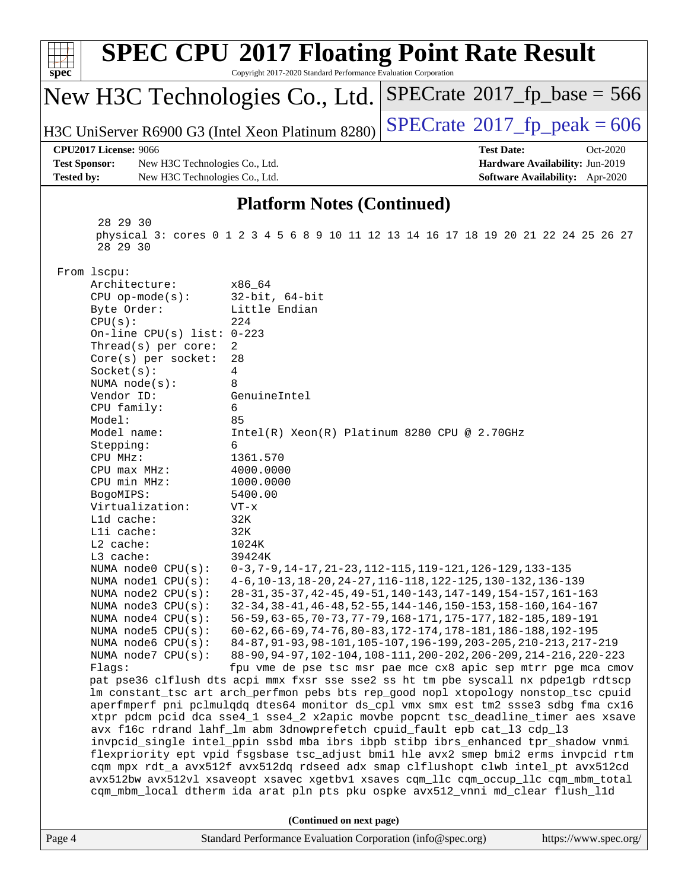## Platform Notes (Continued)

```
     28 29 30
     physical 3: cores 0 1 2 3 4 5 6 8 9 10 11 12 13 14 16 17 18 19 20 21 22 24 25 26 27
     28 29 30

 From lscpu:
      Architecture:          x86_64
      CPU op-mode(s):        32-bit, 64-bit
      Byte Order:            Little Endian
      CPU(s):                224
      On-line CPU(s) list: 0-223
      Thread(s) per core:  2
      Core(s) per socket:  28
      Socket(s):             4
      NUMA node(s):          8
      Vendor ID:             GenuineIntel
      CPU family:            6
      Model:                 85
      Model name:            Intel(R) Xeon(R) Platinum 8280 CPU @ 2.70GHz
      Stepping:              6
      CPU MHz:               1361.570
      CPU max MHz:           4000.0000
      CPU min MHz:           1000.0000
      BogoMIPS:              5400.00
      Virtualization:        VT-x
      L1d cache:             32K
      L1i cache:             32K
      L2 cache:              1024K
      L3 cache:              39424K
      NUMA node0 CPU(s):     0-3,7-9,14-17,21-23,112-115,119-121,126-129,133-135
      NUMA node1 CPU(s):     4-6,10-13,18-20,24-27,116-118,122-125,130-132,136-139
      NUMA node2 CPU(s):     28-31,35-37,42-45,49-51,140-143,147-149,154-157,161-163
      NUMA node3 CPU(s):     32-34,38-41,46-48,52-55,144-146,150-153,158-160,164-167
      NUMA node4 CPU(s):     56-59,63-65,70-73,77-79,168-171,175-177,182-185,189-191
      NUMA node5 CPU(s):     60-62,66-69,74-76,80-83,172-174,178-181,186-188,192-195
      NUMA node6 CPU(s):     84-87,91-93,98-101,105-107,196-199,203-205,210-213,217-219
      NUMA node7 CPU(s):     88-90,94-97,102-104,108-111,200-202,206-209,214-216,220-223
      Flags:                 fpu vme de pse tsc msr pae mce cx8 apic sep mtrr pge mca cmov
      pat pse36 clflush dts acpi mmx fxsr sse sse2 ss ht tm pbe syscall nx pdpe1gb rdtscp
      lm constant_tsc art arch_perfmon pebs bts rep_good nopl xtopology nonstop_tsc cpuid
      aperfmperf pni pclmulqdq dtes64 monitor ds_cpl vmx smx est tm2 ssse3 sdbg fma cx16
      xtpr pdcm pcid dca sse4_1 sse4_2 x2apic movbe popcnt tsc_deadline_timer aes xsave
      avx f16c rdrand lahf_lm abm 3dnowprefetch cpuid_fault epb cat_l3 cdp_l3
      invpcid_single intel_ppin ssbd mba ibrs ibpb stibp ibrs_enhanced tpr_shadow vnmi
      flexpriority ept vpid fsgsbase tsc_adjust bmi1 hle avx2 smep bmi2 erms invpcid rtm
      cqm mpx rdt_a avx512f avx512dq rdseed adx smap clflushopt clwb intel_pt avx512cd
      avx512bw avx512vl xsaveopt xsavec xgetbv1 xsaves cqm_llc cqm_occup_llc cqm_mbm_total
      cqm_mbm_local dtherm ida arat pln pts pku ospke avx512_vnni md_clear flush_l1d
```

**(Continued on next page)**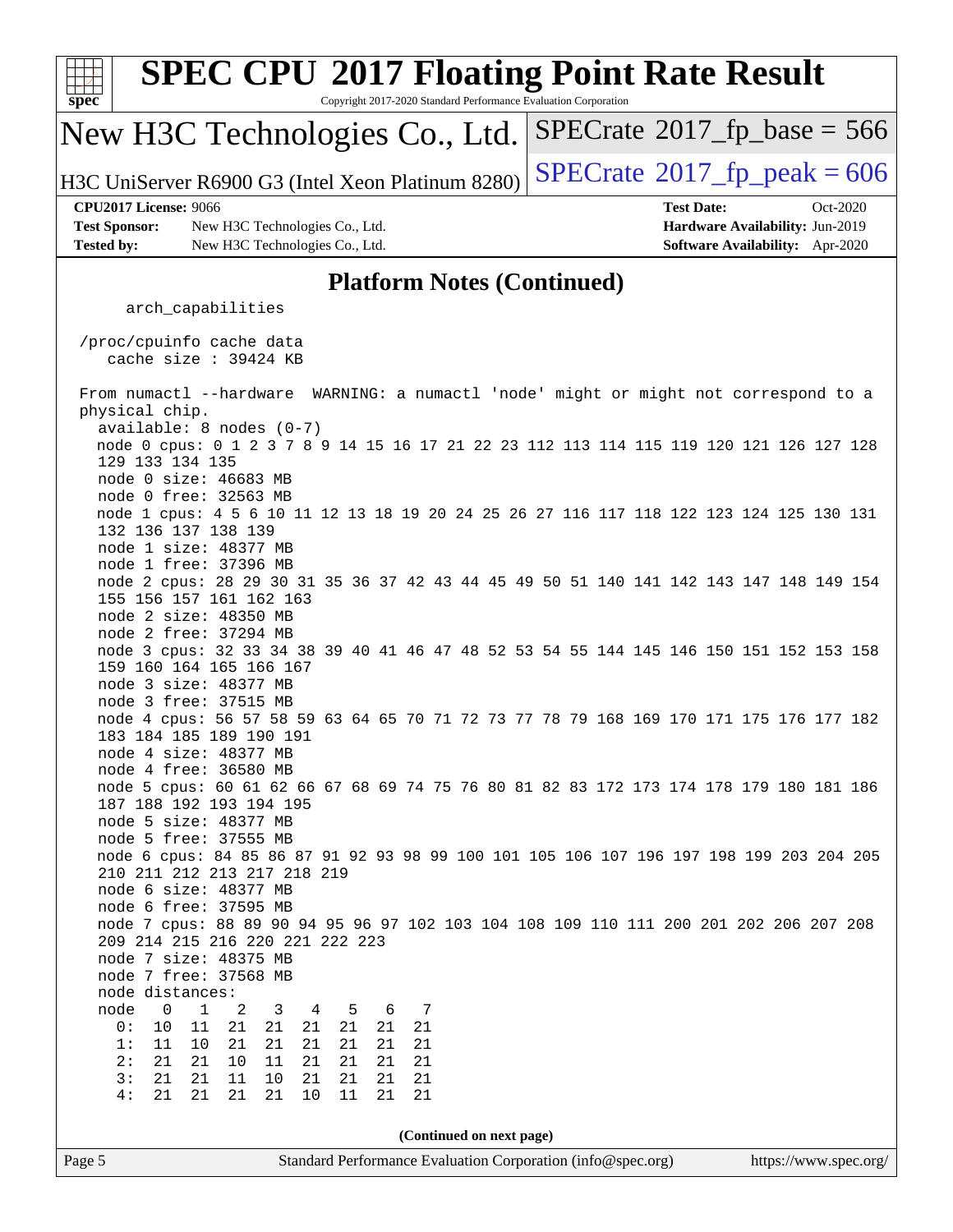# SPEC CPU 2017 Floating Point Rate Result

Copyright 2017-2020 Standard Performance Evaluation Corporation

## New H3C Technologies Co., Ltd.

H3C UniServer R6900 G3 (Intel Xeon Platinum 8280)

SPECrate 2017_fp_base = 566

SPECrate 2017_fp_peak = 606

**CPU2017 License:** 9066
**Test Sponsor:** New H3C Technologies Co., Ltd.
**Tested by:** New H3C Technologies Co., Ltd.
**Test Date:** Oct-2020
**Hardware Availability:** Jun-2019
**Software Availability:** Apr-2020

### Platform Notes (Continued)

```
      arch_capabilities

  /proc/cpuinfo cache data
     cache size : 39424 KB

  From numactl --hardware  WARNING: a numactl 'node' might or might not correspond to a
  physical chip.
    available: 8 nodes (0-7)
    node 0 cpus: 0 1 2 3 7 8 9 14 15 16 17 21 22 23 112 113 114 115 119 120 121 126 127 128
    129 133 134 135
    node 0 size: 46683 MB
    node 0 free: 32563 MB
    node 1 cpus: 4 5 6 10 11 12 13 18 19 20 24 25 26 27 116 117 118 122 123 124 125 130 131
    132 136 137 138 139
    node 1 size: 48377 MB
    node 1 free: 37396 MB
    node 2 cpus: 28 29 30 31 35 36 37 42 43 44 45 49 50 51 140 141 142 143 147 148 149 154
    155 156 157 161 162 163
    node 2 size: 48350 MB
    node 2 free: 37294 MB
    node 3 cpus: 32 33 34 38 39 40 41 46 47 48 52 53 54 55 144 145 146 150 151 152 153 158
    159 160 164 165 166 167
    node 3 size: 48377 MB
    node 3 free: 37515 MB
    node 4 cpus: 56 57 58 59 63 64 65 70 71 72 73 77 78 79 168 169 170 171 175 176 177 182
    183 184 185 189 190 191
    node 4 size: 48377 MB
    node 4 free: 36580 MB
    node 5 cpus: 60 61 62 66 67 68 69 74 75 76 80 81 82 83 172 173 174 178 179 180 181 186
    187 188 192 193 194 195
    node 5 size: 48377 MB
    node 5 free: 37555 MB
    node 6 cpus: 84 85 86 87 91 92 93 98 99 100 101 105 106 107 196 197 198 199 203 204 205
    210 211 212 213 217 218 219
    node 6 size: 48377 MB
    node 6 free: 37595 MB
    node 7 cpus: 88 89 90 94 95 96 97 102 103 104 108 109 110 111 200 201 202 206 207 208
    209 214 215 216 220 221 222 223
    node 7 size: 48375 MB
    node 7 free: 37568 MB
    node distances:
    node   0   1   2   3   4   5   6   7
      0:  10  11  21  21  21  21  21  21
      1:  11  10  21  21  21  21  21  21
      2:  21  21  10  11  21  21  21  21
      3:  21  21  11  10  21  21  21  21
      4:  21  21  21  21  10  11  21  21
```

(Continued on next page)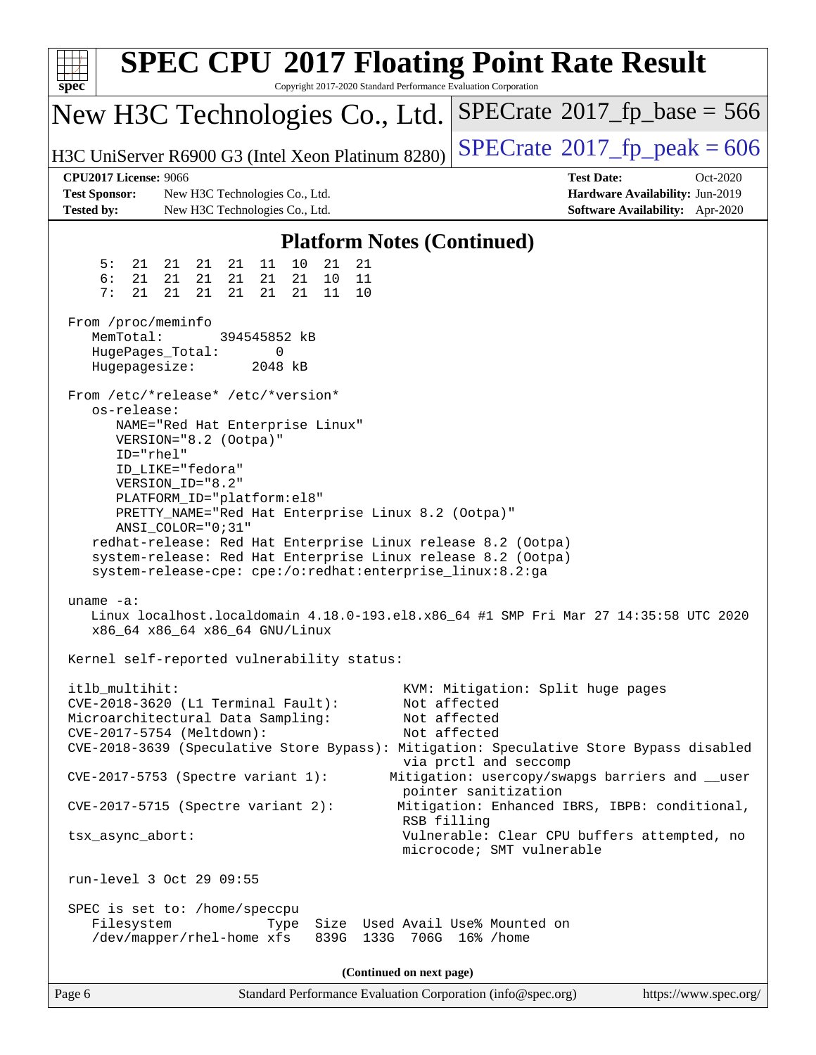# SPEC CPU 2017 Floating Point Rate Result

Copyright 2017-2020 Standard Performance Evaluation Corporation

**New H3C Technologies Co., Ltd.**

**H3C UniServer R6900 G3 (Intel Xeon Platinum 8280)**

SPECrate 2017_fp_base = 566

SPECrate 2017_fp_peak = 606

**CPU2017 License:** 9066
**Test Sponsor:** New H3C Technologies Co., Ltd.
**Tested by:** New H3C Technologies Co., Ltd.

**Test Date:** Oct-2020
**Hardware Availability:** Jun-2019
**Software Availability:** Apr-2020

## Platform Notes (Continued)

```
    5:  21  21  21  21  11  10  21  21
    6:  21  21  21  21  21  21  10  11
    7:  21  21  21  21  21  21  11  10

From /proc/meminfo
   MemTotal:       394545852 kB
   HugePages_Total:       0
   Hugepagesize:       2048 kB

From /etc/*release* /etc/*version*
   os-release:
      NAME="Red Hat Enterprise Linux"
      VERSION="8.2 (Ootpa)"
      ID="rhel"
      ID_LIKE="fedora"
      VERSION_ID="8.2"
      PLATFORM_ID="platform:el8"
      PRETTY_NAME="Red Hat Enterprise Linux 8.2 (Ootpa)"
      ANSI_COLOR="0;31"
   redhat-release: Red Hat Enterprise Linux release 8.2 (Ootpa)
   system-release: Red Hat Enterprise Linux release 8.2 (Ootpa)
   system-release-cpe: cpe:/o:redhat:enterprise_linux:8.2:ga

uname -a:
   Linux localhost.localdomain 4.18.0-193.el8.x86_64 #1 SMP Fri Mar 27 14:35:58 UTC 2020
   x86_64 x86_64 x86_64 GNU/Linux

Kernel self-reported vulnerability status:

itlb_multihit:                                         KVM: Mitigation: Split huge pages
CVE-2018-3620 (L1 Terminal Fault):                     Not affected
Microarchitectural Data Sampling:                      Not affected
CVE-2017-5754 (Meltdown):                              Not affected
CVE-2018-3639 (Speculative Store Bypass): Mitigation: Speculative Store Bypass disabled
                                                       via prctl and seccomp
CVE-2017-5753 (Spectre variant 1):                   Mitigation: usercopy/swapgs barriers and __user
                                                       pointer sanitization
CVE-2017-5715 (Spectre variant 2):                    Mitigation: Enhanced IBRS, IBPB: conditional,
                                                       RSB filling
tsx_async_abort:                                       Vulnerable: Clear CPU buffers attempted, no
                                                       microcode; SMT vulnerable

run-level 3 Oct 29 09:55

SPEC is set to: /home/speccpu
   Filesystem             Type  Size  Used Avail Use% Mounted on
   /dev/mapper/rhel-home xfs   839G  133G  706G  16% /home
```

(Continued on next page)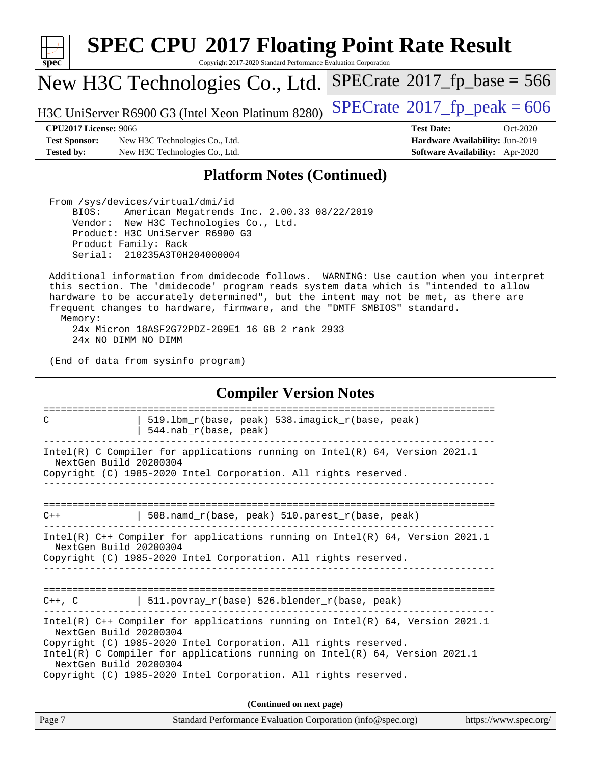## Platform Notes (Continued)

```
From /sys/devices/virtual/dmi/id
    BIOS:    American Megatrends Inc. 2.00.33 08/22/2019
    Vendor:  New H3C Technologies Co., Ltd.
    Product: H3C UniServer R6900 G3
    Product Family: Rack
    Serial:  210235A3T0H204000004

Additional information from dmidecode follows.  WARNING: Use caution when you interpret
this section. The 'dmidecode' program reads system data which is "intended to allow
hardware to be accurately determined", but the intent may not be met, as there are
frequent changes to hardware, firmware, and the "DMTF SMBIOS" standard.
  Memory:
    24x Micron 18ASF2G72PDZ-2G9E1 16 GB 2 rank 2933
    24x NO DIMM NO DIMM

(End of data from sysinfo program)
```

## Compiler Version Notes

```
==============================================================================
C               | 519.lbm_r(base, peak) 538.imagick_r(base, peak)
                | 544.nab_r(base, peak)
------------------------------------------------------------------------------
Intel(R) C Compiler for applications running on Intel(R) 64, Version 2021.1
  NextGen Build 20200304
Copyright (C) 1985-2020 Intel Corporation. All rights reserved.
------------------------------------------------------------------------------

==============================================================================
C++             | 508.namd_r(base, peak) 510.parest_r(base, peak)
------------------------------------------------------------------------------
Intel(R) C++ Compiler for applications running on Intel(R) 64, Version 2021.1
  NextGen Build 20200304
Copyright (C) 1985-2020 Intel Corporation. All rights reserved.
------------------------------------------------------------------------------

==============================================================================
C++, C          | 511.povray_r(base) 526.blender_r(base, peak)
------------------------------------------------------------------------------
Intel(R) C++ Compiler for applications running on Intel(R) 64, Version 2021.1
  NextGen Build 20200304
Copyright (C) 1985-2020 Intel Corporation. All rights reserved.
Intel(R) C Compiler for applications running on Intel(R) 64, Version 2021.1
  NextGen Build 20200304
Copyright (C) 1985-2020 Intel Corporation. All rights reserved.
```

**(Continued on next page)**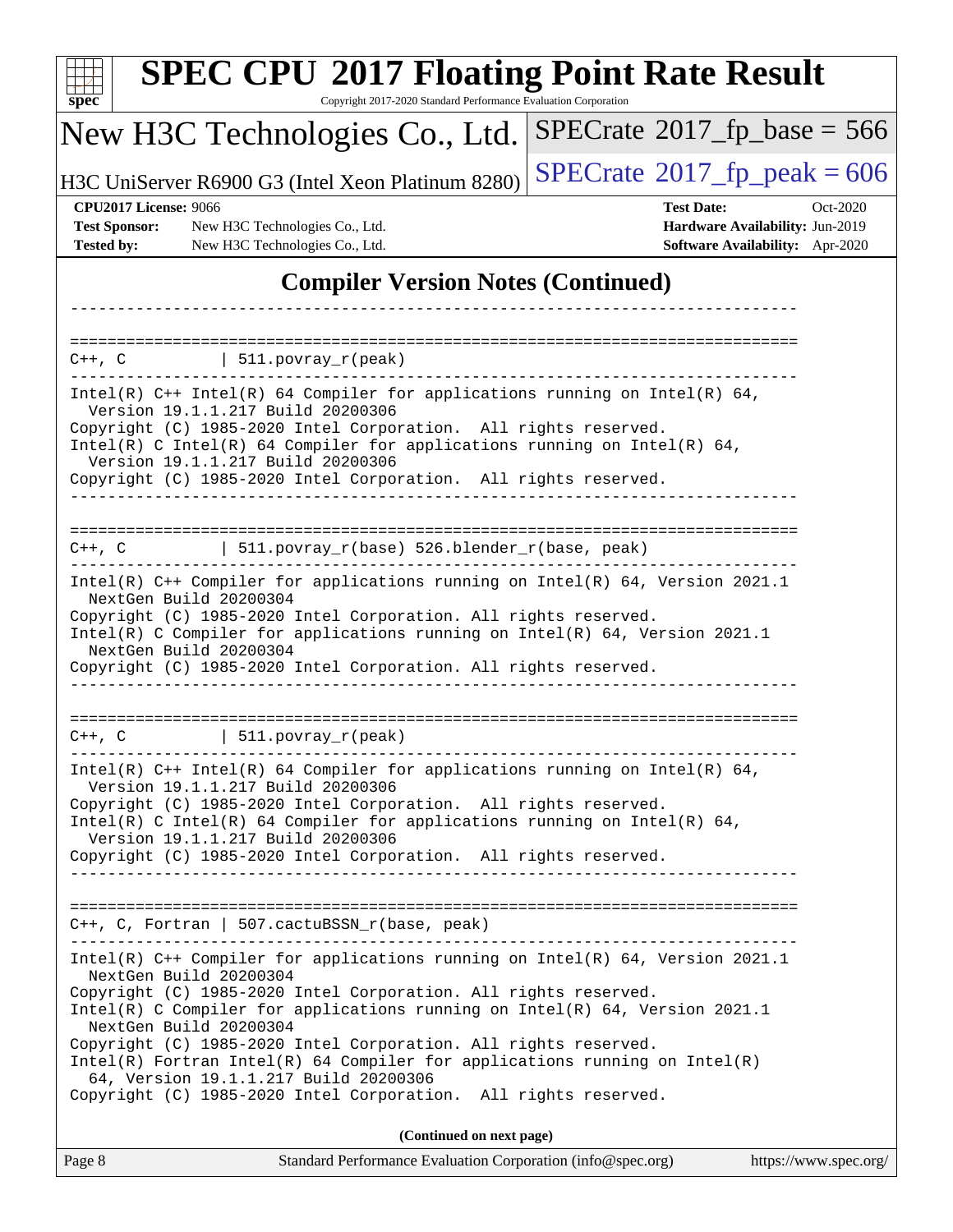# SPEC CPU 2017 Floating Point Rate Result

Copyright 2017-2020 Standard Performance Evaluation Corporation

New H3C Technologies Co., Ltd. | SPECrate 2017_fp_base = 566

H3C UniServer R6900 G3 (Intel Xeon Platinum 8280) | SPECrate 2017_fp_peak = 606

**CPU2017 License:** 9066 | **Test Date:** Oct-2020
**Test Sponsor:** New H3C Technologies Co., Ltd. | **Hardware Availability:** Jun-2019
**Tested by:** New H3C Technologies Co., Ltd. | **Software Availability:** Apr-2020

## Compiler Version Notes (Continued)

```
------------------------------------------------------------------------------

==============================================================================
C++, C          | 511.povray_r(peak)
------------------------------------------------------------------------------
Intel(R) C++ Intel(R) 64 Compiler for applications running on Intel(R) 64,
  Version 19.1.1.217 Build 20200306
Copyright (C) 1985-2020 Intel Corporation.  All rights reserved.
Intel(R) C Intel(R) 64 Compiler for applications running on Intel(R) 64,
  Version 19.1.1.217 Build 20200306
Copyright (C) 1985-2020 Intel Corporation.  All rights reserved.
------------------------------------------------------------------------------

==============================================================================
C++, C          | 511.povray_r(base) 526.blender_r(base, peak)
------------------------------------------------------------------------------
Intel(R) C++ Compiler for applications running on Intel(R) 64, Version 2021.1
  NextGen Build 20200304
Copyright (C) 1985-2020 Intel Corporation. All rights reserved.
Intel(R) C Compiler for applications running on Intel(R) 64, Version 2021.1
  NextGen Build 20200304
Copyright (C) 1985-2020 Intel Corporation. All rights reserved.
------------------------------------------------------------------------------

==============================================================================
C++, C          | 511.povray_r(peak)
------------------------------------------------------------------------------
Intel(R) C++ Intel(R) 64 Compiler for applications running on Intel(R) 64,
  Version 19.1.1.217 Build 20200306
Copyright (C) 1985-2020 Intel Corporation.  All rights reserved.
Intel(R) C Intel(R) 64 Compiler for applications running on Intel(R) 64,
  Version 19.1.1.217 Build 20200306
Copyright (C) 1985-2020 Intel Corporation.  All rights reserved.
------------------------------------------------------------------------------

==============================================================================
C++, C, Fortran | 507.cactuBSSN_r(base, peak)
------------------------------------------------------------------------------
Intel(R) C++ Compiler for applications running on Intel(R) 64, Version 2021.1
  NextGen Build 20200304
Copyright (C) 1985-2020 Intel Corporation. All rights reserved.
Intel(R) C Compiler for applications running on Intel(R) 64, Version 2021.1
  NextGen Build 20200304
Copyright (C) 1985-2020 Intel Corporation. All rights reserved.
Intel(R) Fortran Intel(R) 64 Compiler for applications running on Intel(R)
  64, Version 19.1.1.217 Build 20200306
Copyright (C) 1985-2020 Intel Corporation.  All rights reserved.
```

**(Continued on next page)**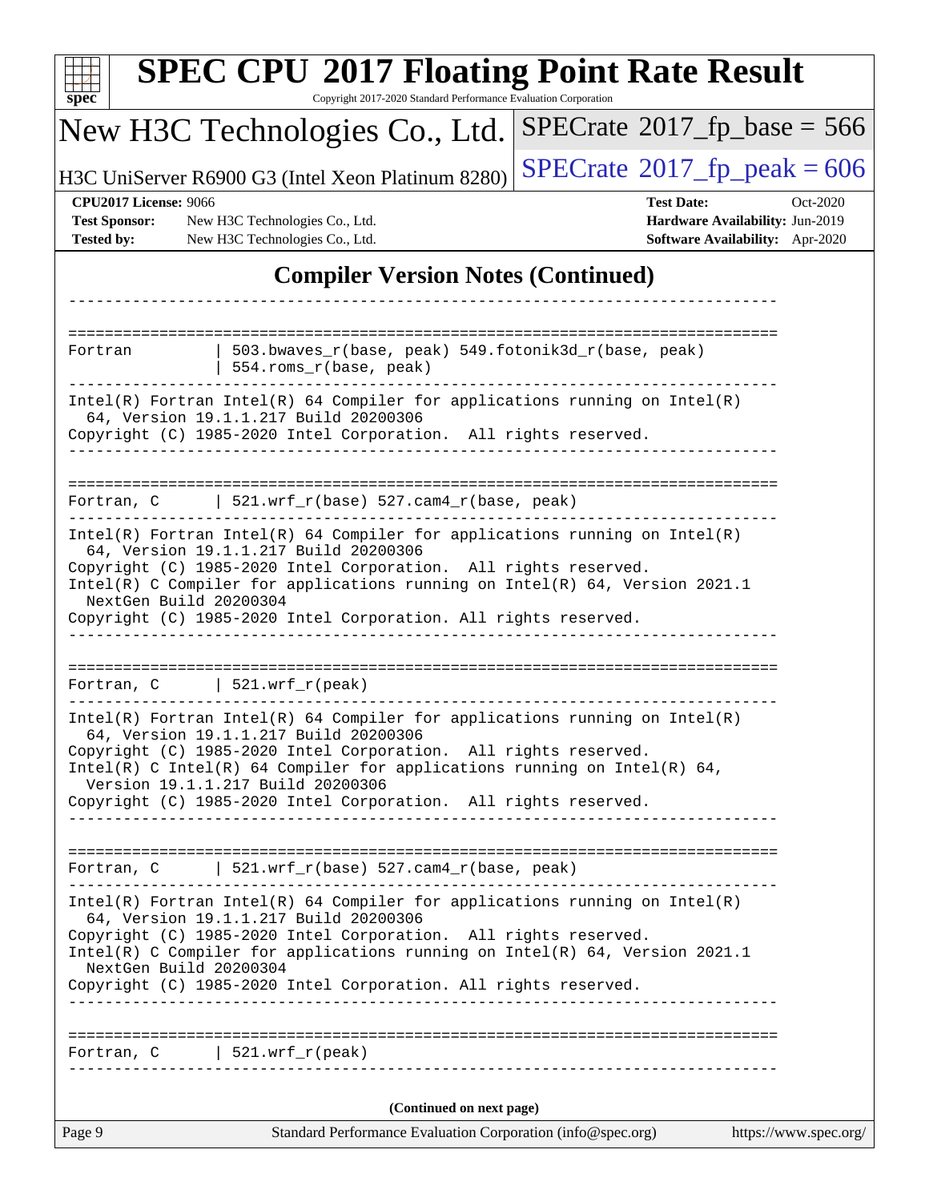## Compiler Version Notes (Continued)

```
------------------------------------------------------------------------------

==============================================================================
Fortran         | 503.bwaves_r(base, peak) 549.fotonik3d_r(base, peak)
                | 554.roms_r(base, peak)
------------------------------------------------------------------------------
Intel(R) Fortran Intel(R) 64 Compiler for applications running on Intel(R)
  64, Version 19.1.1.217 Build 20200306
Copyright (C) 1985-2020 Intel Corporation.  All rights reserved.
------------------------------------------------------------------------------

==============================================================================
Fortran, C      | 521.wrf_r(base) 527.cam4_r(base, peak)
------------------------------------------------------------------------------
Intel(R) Fortran Intel(R) 64 Compiler for applications running on Intel(R)
  64, Version 19.1.1.217 Build 20200306
Copyright (C) 1985-2020 Intel Corporation.  All rights reserved.
Intel(R) C Compiler for applications running on Intel(R) 64, Version 2021.1
  NextGen Build 20200304
Copyright (C) 1985-2020 Intel Corporation. All rights reserved.
------------------------------------------------------------------------------

==============================================================================
Fortran, C      | 521.wrf_r(peak)
------------------------------------------------------------------------------
Intel(R) Fortran Intel(R) 64 Compiler for applications running on Intel(R)
  64, Version 19.1.1.217 Build 20200306
Copyright (C) 1985-2020 Intel Corporation.  All rights reserved.
Intel(R) C Intel(R) 64 Compiler for applications running on Intel(R) 64,
  Version 19.1.1.217 Build 20200306
Copyright (C) 1985-2020 Intel Corporation.  All rights reserved.
------------------------------------------------------------------------------

==============================================================================
Fortran, C      | 521.wrf_r(base) 527.cam4_r(base, peak)
------------------------------------------------------------------------------
Intel(R) Fortran Intel(R) 64 Compiler for applications running on Intel(R)
  64, Version 19.1.1.217 Build 20200306
Copyright (C) 1985-2020 Intel Corporation.  All rights reserved.
Intel(R) C Compiler for applications running on Intel(R) 64, Version 2021.1
  NextGen Build 20200304
Copyright (C) 1985-2020 Intel Corporation. All rights reserved.
------------------------------------------------------------------------------

==============================================================================
Fortran, C      | 521.wrf_r(peak)
------------------------------------------------------------------------------
```

**(Continued on next page)**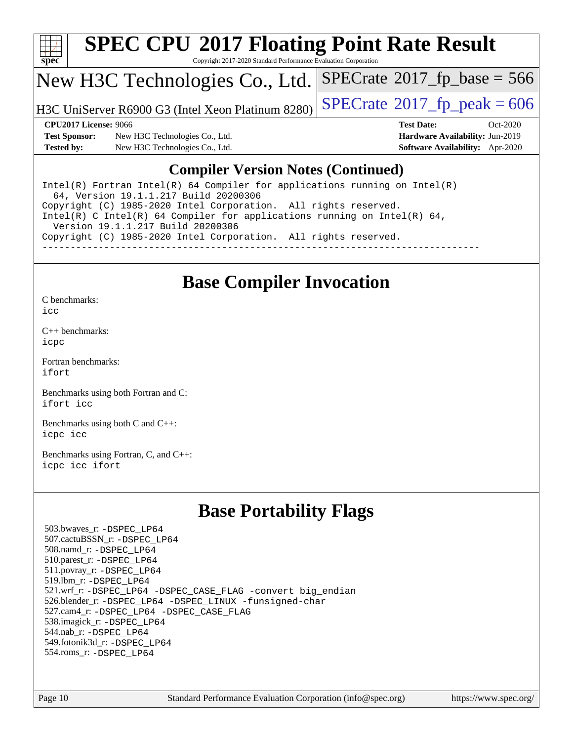# SPEC CPU 2017 Floating Point Rate Result

Copyright 2017-2020 Standard Performance Evaluation Corporation

**New H3C Technologies Co., Ltd.**

H3C UniServer R6900 G3 (Intel Xeon Platinum 8280)

SPECrate 2017_fp_base = 566

SPECrate 2017_fp_peak = 606

**CPU2017 License:** 9066
**Test Sponsor:** New H3C Technologies Co., Ltd.
**Tested by:** New H3C Technologies Co., Ltd.

**Test Date:** Oct-2020
**Hardware Availability:** Jun-2019
**Software Availability:** Apr-2020

## Compiler Version Notes (Continued)

```
Intel(R) Fortran Intel(R) 64 Compiler for applications running on Intel(R)
  64, Version 19.1.1.217 Build 20200306
Copyright (C) 1985-2020 Intel Corporation.  All rights reserved.
Intel(R) C Intel(R) 64 Compiler for applications running on Intel(R) 64,
  Version 19.1.1.217 Build 20200306
Copyright (C) 1985-2020 Intel Corporation.  All rights reserved.
------------------------------------------------------------------------------
```

## Base Compiler Invocation

C benchmarks:
`icc`

C++ benchmarks:
`icpc`

Fortran benchmarks:
`ifort`

Benchmarks using both Fortran and C:
`ifort icc`

Benchmarks using both C and C++:
`icpc icc`

Benchmarks using Fortran, C, and C++:
`icpc icc ifort`

## Base Portability Flags

503.bwaves_r: `-DSPEC_LP64`
507.cactuBSSN_r: `-DSPEC_LP64`
508.namd_r: `-DSPEC_LP64`
510.parest_r: `-DSPEC_LP64`
511.povray_r: `-DSPEC_LP64`
519.lbm_r: `-DSPEC_LP64`
521.wrf_r: `-DSPEC_LP64 -DSPEC_CASE_FLAG -convert big_endian`
526.blender_r: `-DSPEC_LP64 -DSPEC_LINUX -funsigned-char`
527.cam4_r: `-DSPEC_LP64 -DSPEC_CASE_FLAG`
538.imagick_r: `-DSPEC_LP64`
544.nab_r: `-DSPEC_LP64`
549.fotonik3d_r: `-DSPEC_LP64`
554.roms_r: `-DSPEC_LP64`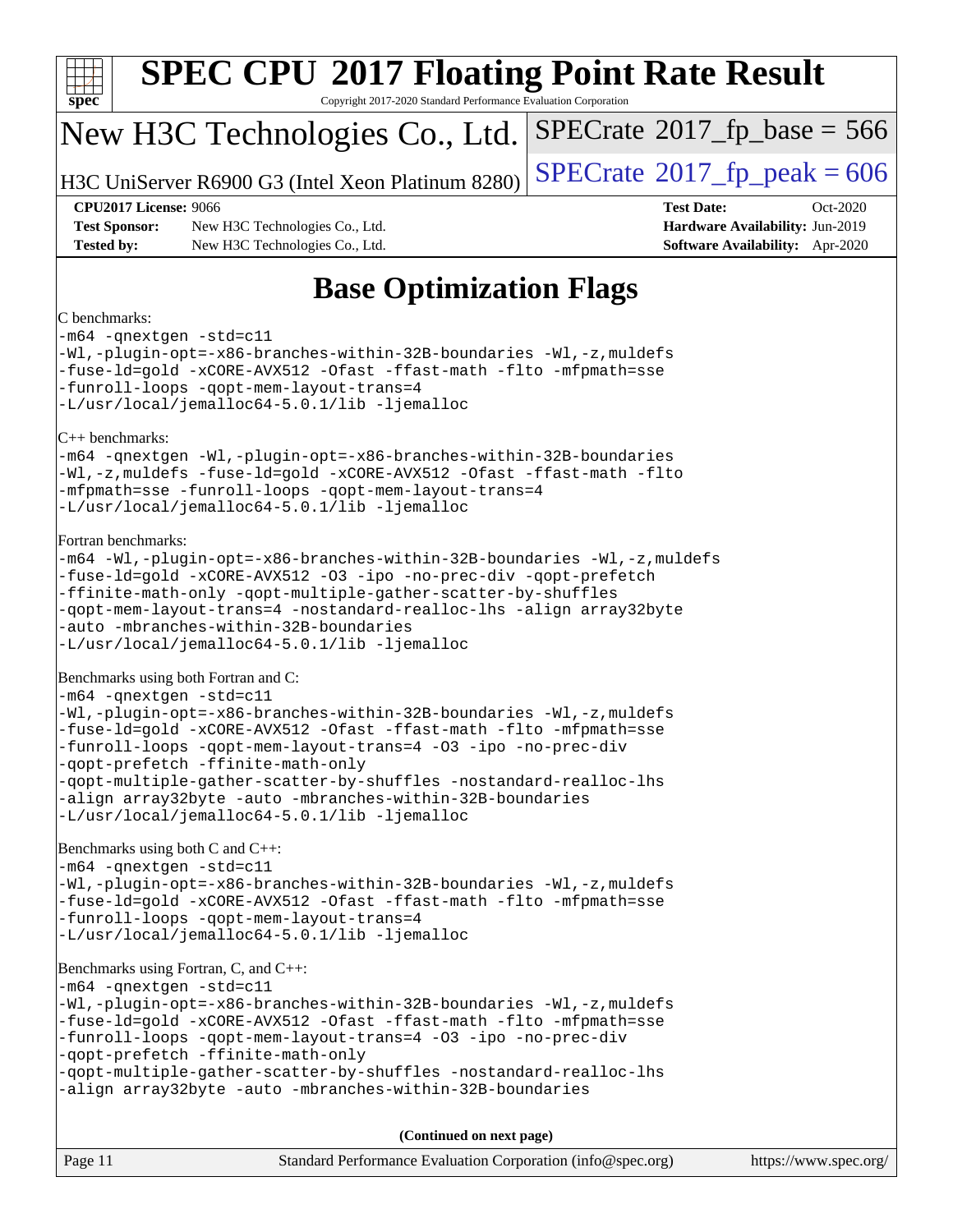# Base Optimization Flags

C benchmarks:

```
-m64 -qnextgen -std=c11
-Wl,-plugin-opt=-x86-branches-within-32B-boundaries -Wl,-z,muldefs
-fuse-ld=gold -xCORE-AVX512 -Ofast -ffast-math -flto -mfpmath=sse
-funroll-loops -qopt-mem-layout-trans=4
-L/usr/local/jemalloc64-5.0.1/lib -ljemalloc
```

C++ benchmarks:

```
-m64 -qnextgen -Wl,-plugin-opt=-x86-branches-within-32B-boundaries
-Wl,-z,muldefs -fuse-ld=gold -xCORE-AVX512 -Ofast -ffast-math -flto
-mfpmath=sse -funroll-loops -qopt-mem-layout-trans=4
-L/usr/local/jemalloc64-5.0.1/lib -ljemalloc
```

Fortran benchmarks:

```
-m64 -Wl,-plugin-opt=-x86-branches-within-32B-boundaries -Wl,-z,muldefs
-fuse-ld=gold -xCORE-AVX512 -O3 -ipo -no-prec-div -qopt-prefetch
-ffinite-math-only -qopt-multiple-gather-scatter-by-shuffles
-qopt-mem-layout-trans=4 -nostandard-realloc-lhs -align array32byte
-auto -mbranches-within-32B-boundaries
-L/usr/local/jemalloc64-5.0.1/lib -ljemalloc
```

Benchmarks using both Fortran and C:

```
-m64 -qnextgen -std=c11
-Wl,-plugin-opt=-x86-branches-within-32B-boundaries -Wl,-z,muldefs
-fuse-ld=gold -xCORE-AVX512 -Ofast -ffast-math -flto -mfpmath=sse
-funroll-loops -qopt-mem-layout-trans=4 -O3 -ipo -no-prec-div
-qopt-prefetch -ffinite-math-only
-qopt-multiple-gather-scatter-by-shuffles -nostandard-realloc-lhs
-align array32byte -auto -mbranches-within-32B-boundaries
-L/usr/local/jemalloc64-5.0.1/lib -ljemalloc
```

Benchmarks using both C and C++:

```
-m64 -qnextgen -std=c11
-Wl,-plugin-opt=-x86-branches-within-32B-boundaries -Wl,-z,muldefs
-fuse-ld=gold -xCORE-AVX512 -Ofast -ffast-math -flto -mfpmath=sse
-funroll-loops -qopt-mem-layout-trans=4
-L/usr/local/jemalloc64-5.0.1/lib -ljemalloc
```

Benchmarks using Fortran, C, and C++:

```
-m64 -qnextgen -std=c11
-Wl,-plugin-opt=-x86-branches-within-32B-boundaries -Wl,-z,muldefs
-fuse-ld=gold -xCORE-AVX512 -Ofast -ffast-math -flto -mfpmath=sse
-funroll-loops -qopt-mem-layout-trans=4 -O3 -ipo -no-prec-div
-qopt-prefetch -ffinite-math-only
-qopt-multiple-gather-scatter-by-shuffles -nostandard-realloc-lhs
-align array32byte -auto -mbranches-within-32B-boundaries
```

**(Continued on next page)**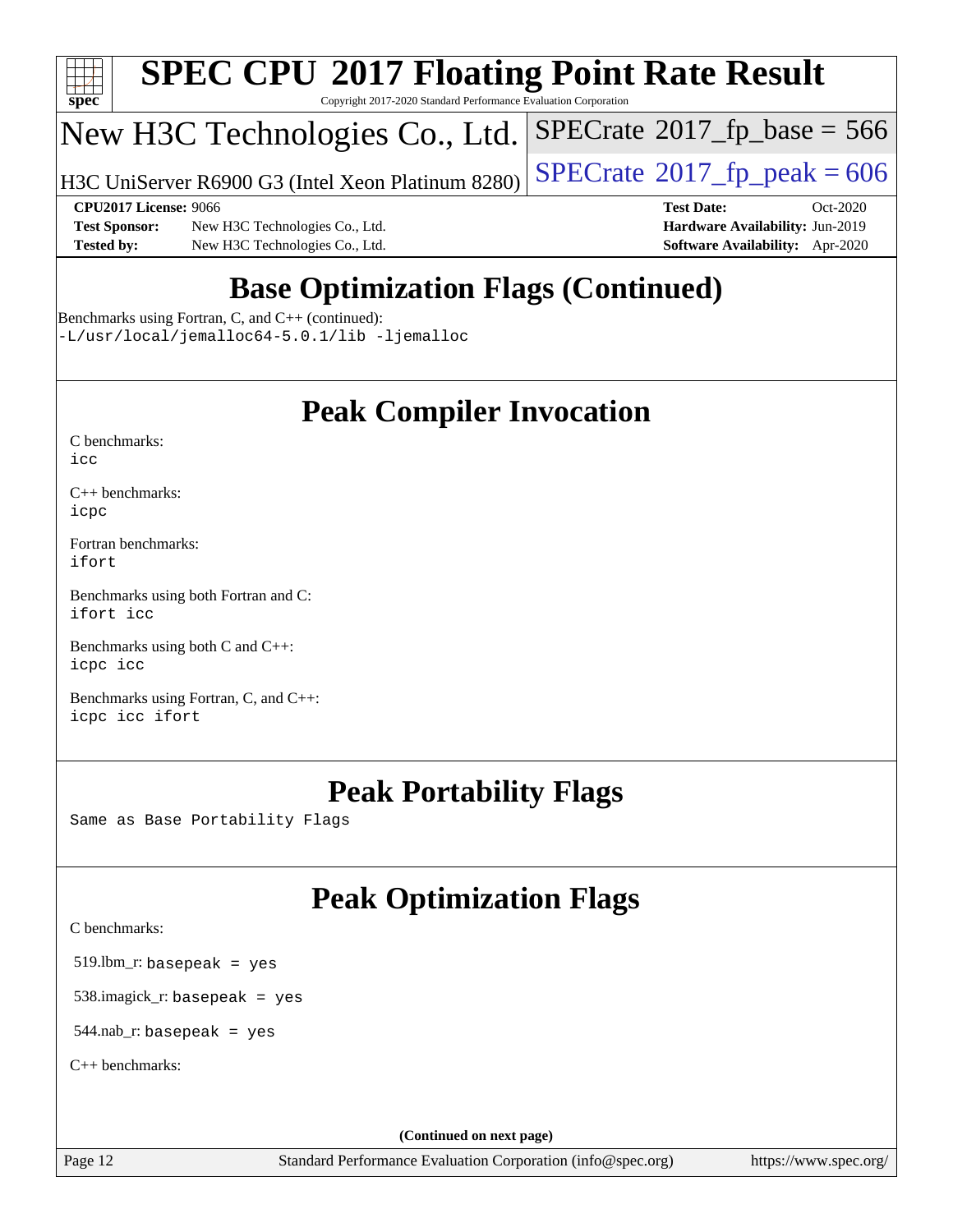# SPEC CPU 2017 Floating Point Rate Result

Copyright 2017-2020 Standard Performance Evaluation Corporation

## New H3C Technologies Co., Ltd.

H3C UniServer R6900 G3 (Intel Xeon Platinum 8280)

SPECrate 2017_fp_base = 566

SPECrate 2017_fp_peak = 606

**CPU2017 License:** 9066
**Test Sponsor:** New H3C Technologies Co., Ltd.
**Tested by:** New H3C Technologies Co., Ltd.

**Test Date:** Oct-2020
**Hardware Availability:** Jun-2019
**Software Availability:** Apr-2020

## Base Optimization Flags (Continued)

Benchmarks using Fortran, C, and C++ (continued):
`-L/usr/local/jemalloc64-5.0.1/lib -ljemalloc`

## Peak Compiler Invocation

C benchmarks:
`icc`

C++ benchmarks:
`icpc`

Fortran benchmarks:
`ifort`

Benchmarks using both Fortran and C:
`ifort icc`

Benchmarks using both C and C++:
`icpc icc`

Benchmarks using Fortran, C, and C++:
`icpc icc ifort`

## Peak Portability Flags

Same as Base Portability Flags

## Peak Optimization Flags

C benchmarks:

519.lbm_r: `basepeak = yes`

538.imagick_r: `basepeak = yes`

544.nab_r: `basepeak = yes`

C++ benchmarks:

(Continued on next page)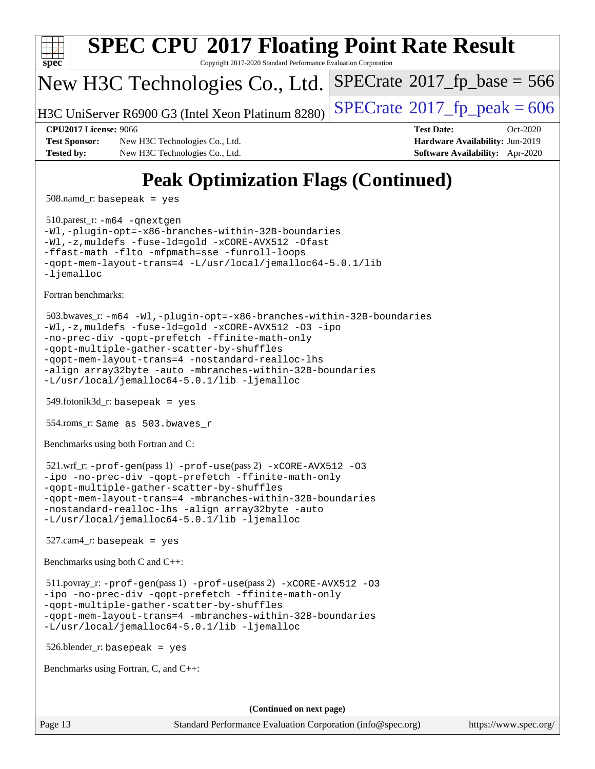# SPEC CPU 2017 Floating Point Rate Result

Copyright 2017-2020 Standard Performance Evaluation Corporation

New H3C Technologies Co., Ltd.

H3C UniServer R6900 G3 (Intel Xeon Platinum 8280)

SPECrate 2017_fp_base = 566

SPECrate 2017_fp_peak = 606

**CPU2017 License:** 9066
**Test Sponsor:** New H3C Technologies Co., Ltd.
**Tested by:** New H3C Technologies Co., Ltd.
**Test Date:** Oct-2020
**Hardware Availability:** Jun-2019
**Software Availability:** Apr-2020

## Peak Optimization Flags (Continued)

508.namd_r: `basepeak = yes`

510.parest_r:
```
-m64 -qnextgen
-Wl,-plugin-opt=-x86-branches-within-32B-boundaries
-Wl,-z,muldefs -fuse-ld=gold -xCORE-AVX512 -Ofast
-ffast-math -flto -mfpmath=sse -funroll-loops
-qopt-mem-layout-trans=4 -L/usr/local/jemalloc64-5.0.1/lib
-ljemalloc
```

Fortran benchmarks:

503.bwaves_r:
```
-m64 -Wl,-plugin-opt=-x86-branches-within-32B-boundaries
-Wl,-z,muldefs -fuse-ld=gold -xCORE-AVX512 -O3 -ipo
-no-prec-div -qopt-prefetch -ffinite-math-only
-qopt-multiple-gather-scatter-by-shuffles
-qopt-mem-layout-trans=4 -nostandard-realloc-lhs
-align array32byte -auto -mbranches-within-32B-boundaries
-L/usr/local/jemalloc64-5.0.1/lib -ljemalloc
```

549.fotonik3d_r: `basepeak = yes`

554.roms_r: `Same as 503.bwaves_r`

Benchmarks using both Fortran and C:

521.wrf_r: `-prof-gen`(pass 1) `-prof-use`(pass 2)
```
-xCORE-AVX512 -O3
-ipo -no-prec-div -qopt-prefetch -ffinite-math-only
-qopt-multiple-gather-scatter-by-shuffles
-qopt-mem-layout-trans=4 -mbranches-within-32B-boundaries
-nostandard-realloc-lhs -align array32byte -auto
-L/usr/local/jemalloc64-5.0.1/lib -ljemalloc
```

527.cam4_r: `basepeak = yes`

Benchmarks using both C and C++:

511.povray_r: `-prof-gen`(pass 1) `-prof-use`(pass 2)
```
-xCORE-AVX512 -O3
-ipo -no-prec-div -qopt-prefetch -ffinite-math-only
-qopt-multiple-gather-scatter-by-shuffles
-qopt-mem-layout-trans=4 -mbranches-within-32B-boundaries
-L/usr/local/jemalloc64-5.0.1/lib -ljemalloc
```

526.blender_r: `basepeak = yes`

Benchmarks using Fortran, C, and C++:

**(Continued on next page)**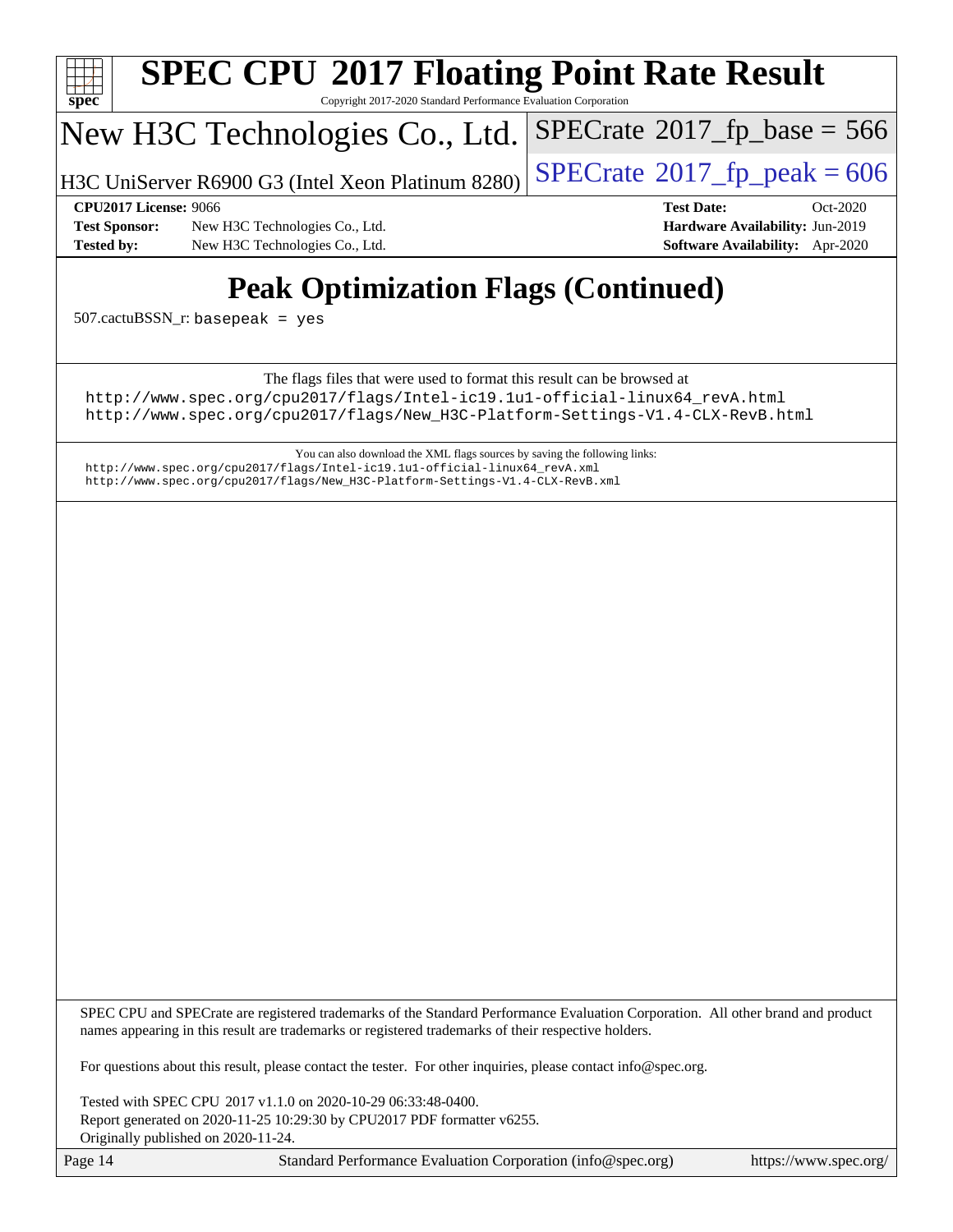# Peak Optimization Flags (Continued)

507.cactuBSSN_r: basepeak = yes

The flags files that were used to format this result can be browsed at

http://www.spec.org/cpu2017/flags/Intel-ic19.1u1-official-linux64_revA.html
http://www.spec.org/cpu2017/flags/New_H3C-Platform-Settings-V1.4-CLX-RevB.html

You can also download the XML flags sources by saving the following links:

http://www.spec.org/cpu2017/flags/Intel-ic19.1u1-official-linux64_revA.xml
http://www.spec.org/cpu2017/flags/New_H3C-Platform-Settings-V1.4-CLX-RevB.xml

SPEC CPU and SPECrate are registered trademarks of the Standard Performance Evaluation Corporation. All other brand and product names appearing in this result are trademarks or registered trademarks of their respective holders.

For questions about this result, please contact the tester. For other inquiries, please contact info@spec.org.

Tested with SPEC CPU 2017 v1.1.0 on 2020-10-29 06:33:48-0400.
Report generated on 2020-11-25 10:29:30 by CPU2017 PDF formatter v6255.
Originally published on 2020-11-24.